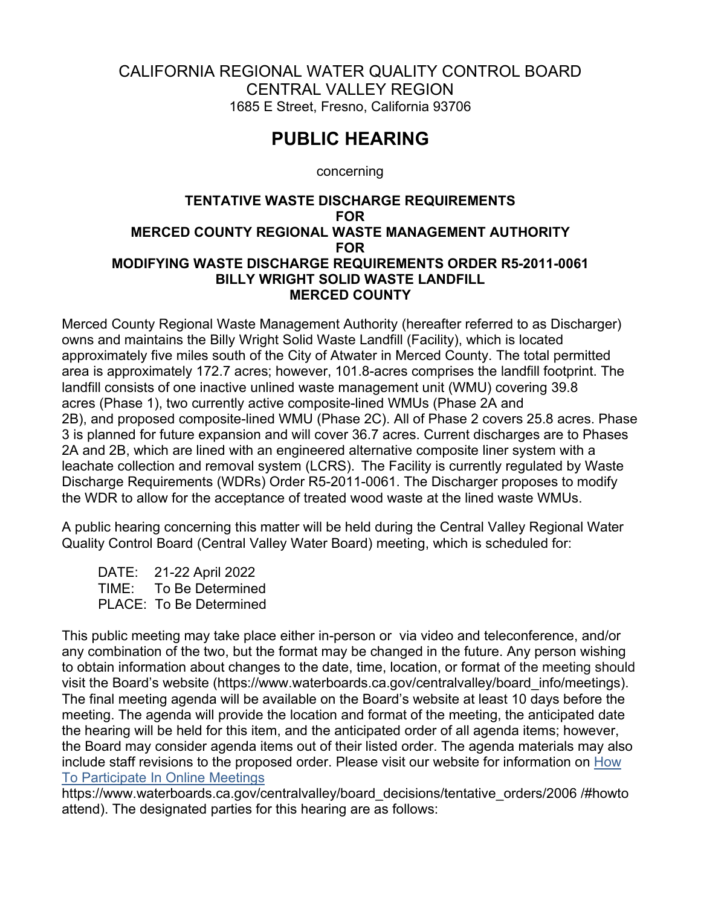# CALIFORNIA REGIONAL WATER QUALITY CONTROL BOARD
## CENTRAL VALLEY REGION
1685 E Street, Fresno, California 93706

# PUBLIC HEARING

concerning

**TENTATIVE WASTE DISCHARGE REQUIREMENTS**
**FOR**
**MERCED COUNTY REGIONAL WASTE MANAGEMENT AUTHORITY**
**FOR**
**MODIFYING WASTE DISCHARGE REQUIREMENTS ORDER R5-2011-0061**
**BILLY WRIGHT SOLID WASTE LANDFILL**
**MERCED COUNTY**

Merced County Regional Waste Management Authority (hereafter referred to as Discharger) owns and maintains the Billy Wright Solid Waste Landfill (Facility), which is located approximately five miles south of the City of Atwater in Merced County. The total permitted area is approximately 172.7 acres; however, 101.8-acres comprises the landfill footprint. The landfill consists of one inactive unlined waste management unit (WMU) covering 39.8 acres (Phase 1), two currently active composite-lined WMUs (Phase 2A and 2B), and proposed composite-lined WMU (Phase 2C). All of Phase 2 covers 25.8 acres. Phase 3 is planned for future expansion and will cover 36.7 acres. Current discharges are to Phases 2A and 2B, which are lined with an engineered alternative composite liner system with a leachate collection and removal system (LCRS). The Facility is currently regulated by Waste Discharge Requirements (WDRs) Order R5-2011-0061. The Discharger proposes to modify the WDR to allow for the acceptance of treated wood waste at the lined waste WMUs.

A public hearing concerning this matter will be held during the Central Valley Regional Water Quality Control Board (Central Valley Water Board) meeting, which is scheduled for:

DATE: 21-22 April 2022
TIME: To Be Determined
PLACE: To Be Determined

This public meeting may take place either in-person or via video and teleconference, and/or any combination of the two, but the format may be changed in the future. Any person wishing to obtain information about changes to the date, time, location, or format of the meeting should visit the Board's website (https://www.waterboards.ca.gov/centralvalley/board_info/meetings). The final meeting agenda will be available on the Board's website at least 10 days before the meeting. The agenda will provide the location and format of the meeting, the anticipated date the hearing will be held for this item, and the anticipated order of all agenda items; however, the Board may consider agenda items out of their listed order. The agenda materials may also include staff revisions to the proposed order. Please visit our website for information on How To Participate In Online Meetings https://www.waterboards.ca.gov/centralvalley/board_decisions/tentative_orders/2006 /#howtoattend). The designated parties for this hearing are as follows: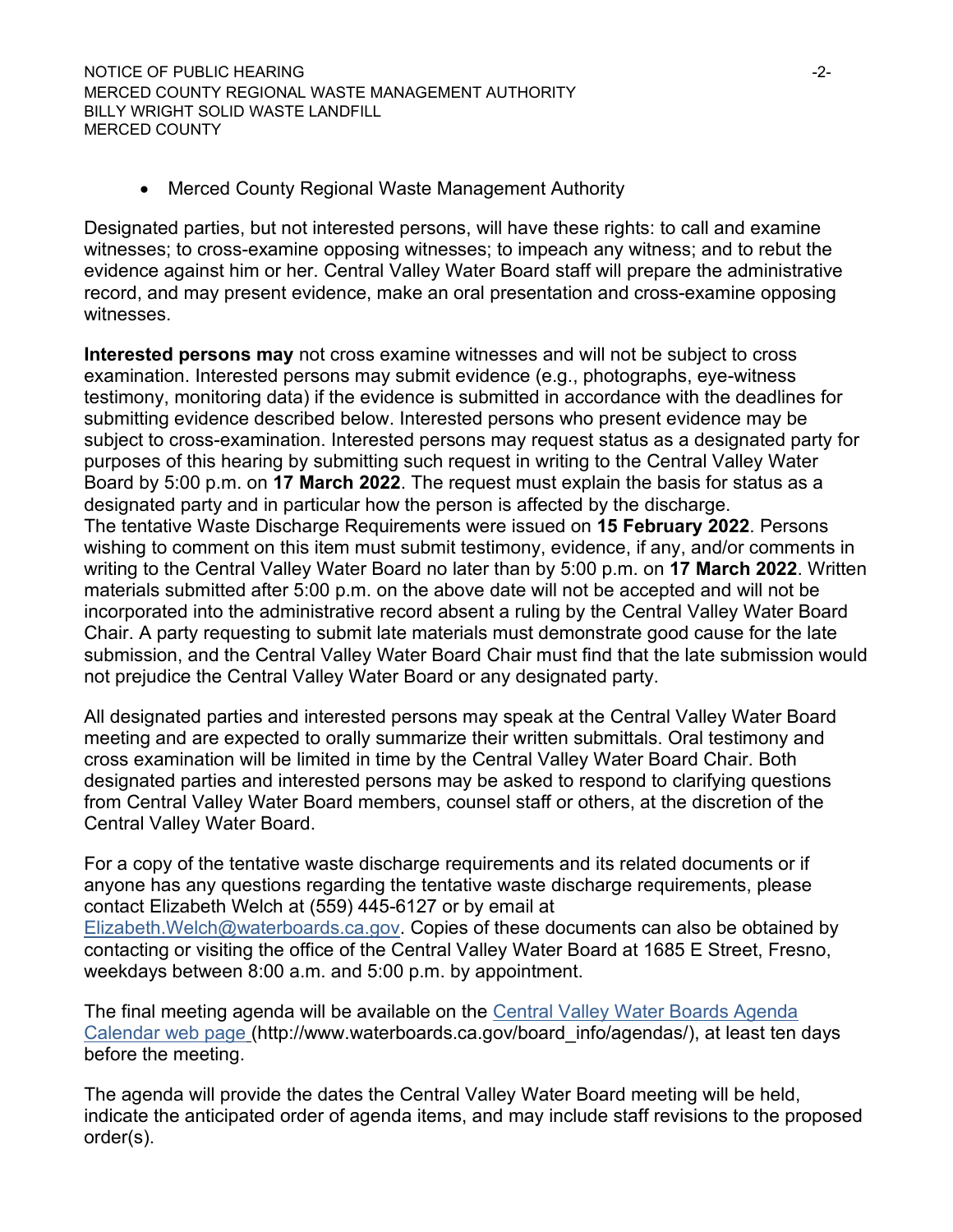- Merced County Regional Waste Management Authority

Designated parties, but not interested persons, will have these rights: to call and examine witnesses; to cross-examine opposing witnesses; to impeach any witness; and to rebut the evidence against him or her. Central Valley Water Board staff will prepare the administrative record, and may present evidence, make an oral presentation and cross-examine opposing witnesses.

**Interested persons may** not cross examine witnesses and will not be subject to cross examination. Interested persons may submit evidence (e.g., photographs, eye-witness testimony, monitoring data) if the evidence is submitted in accordance with the deadlines for submitting evidence described below. Interested persons who present evidence may be subject to cross-examination. Interested persons may request status as a designated party for purposes of this hearing by submitting such request in writing to the Central Valley Water Board by 5:00 p.m. on **17 March 2022**. The request must explain the basis for status as a designated party and in particular how the person is affected by the discharge.
The tentative Waste Discharge Requirements were issued on **15 February 2022**. Persons wishing to comment on this item must submit testimony, evidence, if any, and/or comments in writing to the Central Valley Water Board no later than by 5:00 p.m. on **17 March 2022**. Written materials submitted after 5:00 p.m. on the above date will not be accepted and will not be incorporated into the administrative record absent a ruling by the Central Valley Water Board Chair. A party requesting to submit late materials must demonstrate good cause for the late submission, and the Central Valley Water Board Chair must find that the late submission would not prejudice the Central Valley Water Board or any designated party.

All designated parties and interested persons may speak at the Central Valley Water Board meeting and are expected to orally summarize their written submittals. Oral testimony and cross examination will be limited in time by the Central Valley Water Board Chair. Both designated parties and interested persons may be asked to respond to clarifying questions from Central Valley Water Board members, counsel staff or others, at the discretion of the Central Valley Water Board.

For a copy of the tentative waste discharge requirements and its related documents or if anyone has any questions regarding the tentative waste discharge requirements, please contact Elizabeth Welch at (559) 445-6127 or by email at Elizabeth.Welch@waterboards.ca.gov. Copies of these documents can also be obtained by contacting or visiting the office of the Central Valley Water Board at 1685 E Street, Fresno, weekdays between 8:00 a.m. and 5:00 p.m. by appointment.

The final meeting agenda will be available on the Central Valley Water Boards Agenda Calendar web page (http://www.waterboards.ca.gov/board_info/agendas/), at least ten days before the meeting.

The agenda will provide the dates the Central Valley Water Board meeting will be held, indicate the anticipated order of agenda items, and may include staff revisions to the proposed order(s).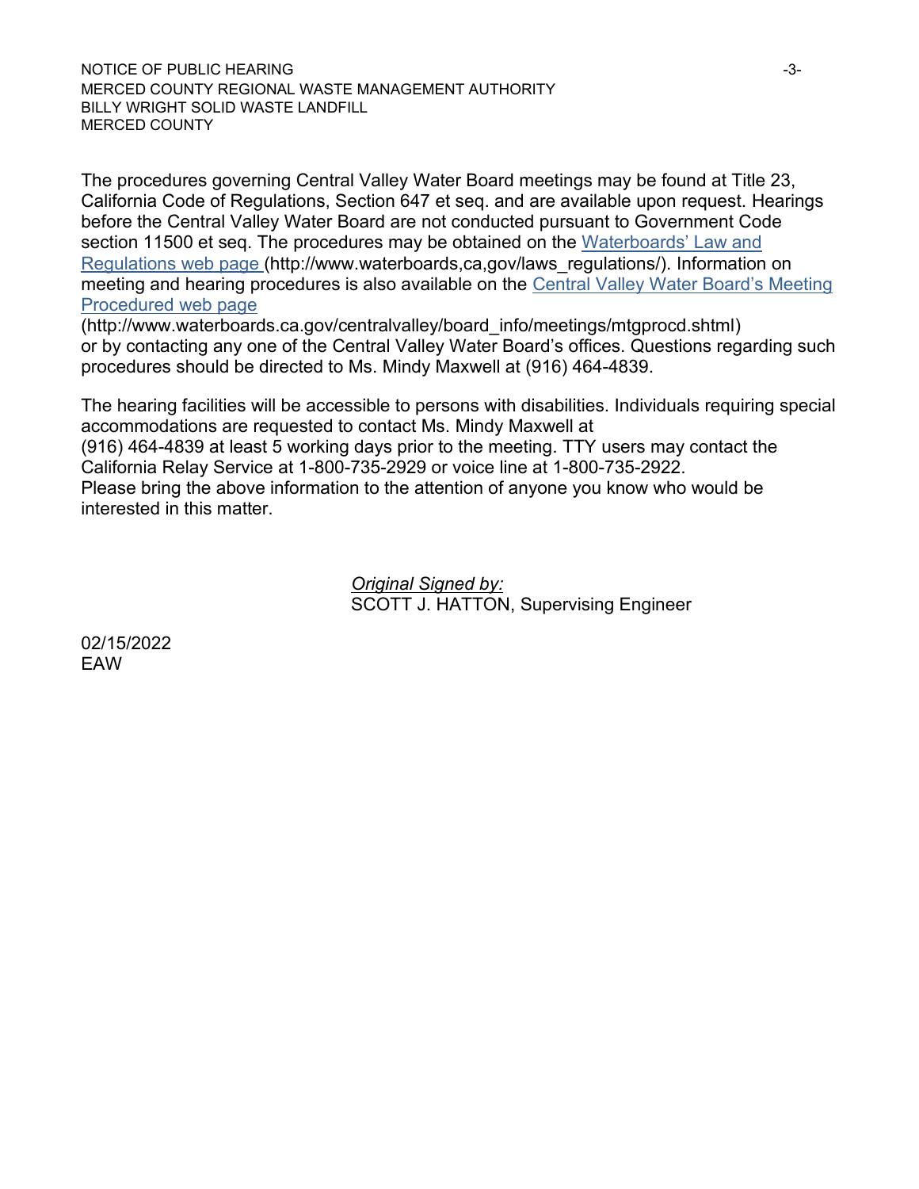The procedures governing Central Valley Water Board meetings may be found at Title 23, California Code of Regulations, Section 647 et seq. and are available upon request. Hearings before the Central Valley Water Board are not conducted pursuant to Government Code section 11500 et seq. The procedures may be obtained on the Waterboards' Law and Regulations web page (http://www.waterboards,ca,gov/laws_regulations/). Information on meeting and hearing procedures is also available on the Central Valley Water Board's Meeting Procedured web page (http://www.waterboards.ca.gov/centralvalley/board_info/meetings/mtgprocd.shtml) or by contacting any one of the Central Valley Water Board's offices. Questions regarding such procedures should be directed to Ms. Mindy Maxwell at (916) 464-4839.

The hearing facilities will be accessible to persons with disabilities. Individuals requiring special accommodations are requested to contact Ms. Mindy Maxwell at (916) 464-4839 at least 5 working days prior to the meeting. TTY users may contact the California Relay Service at 1-800-735-2929 or voice line at 1-800-735-2922.
Please bring the above information to the attention of anyone you know who would be interested in this matter.

*Original Signed by:*
SCOTT J. HATTON, Supervising Engineer

02/15/2022
EAW